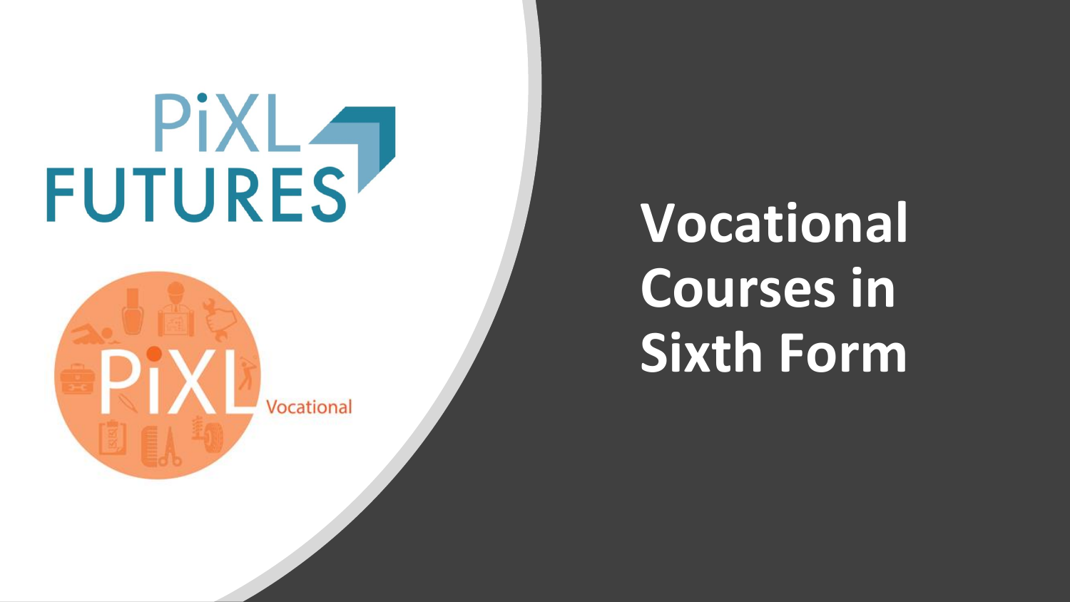PiXL FUTURES

PiXL Vocational

# Vocational Courses in Sixth Form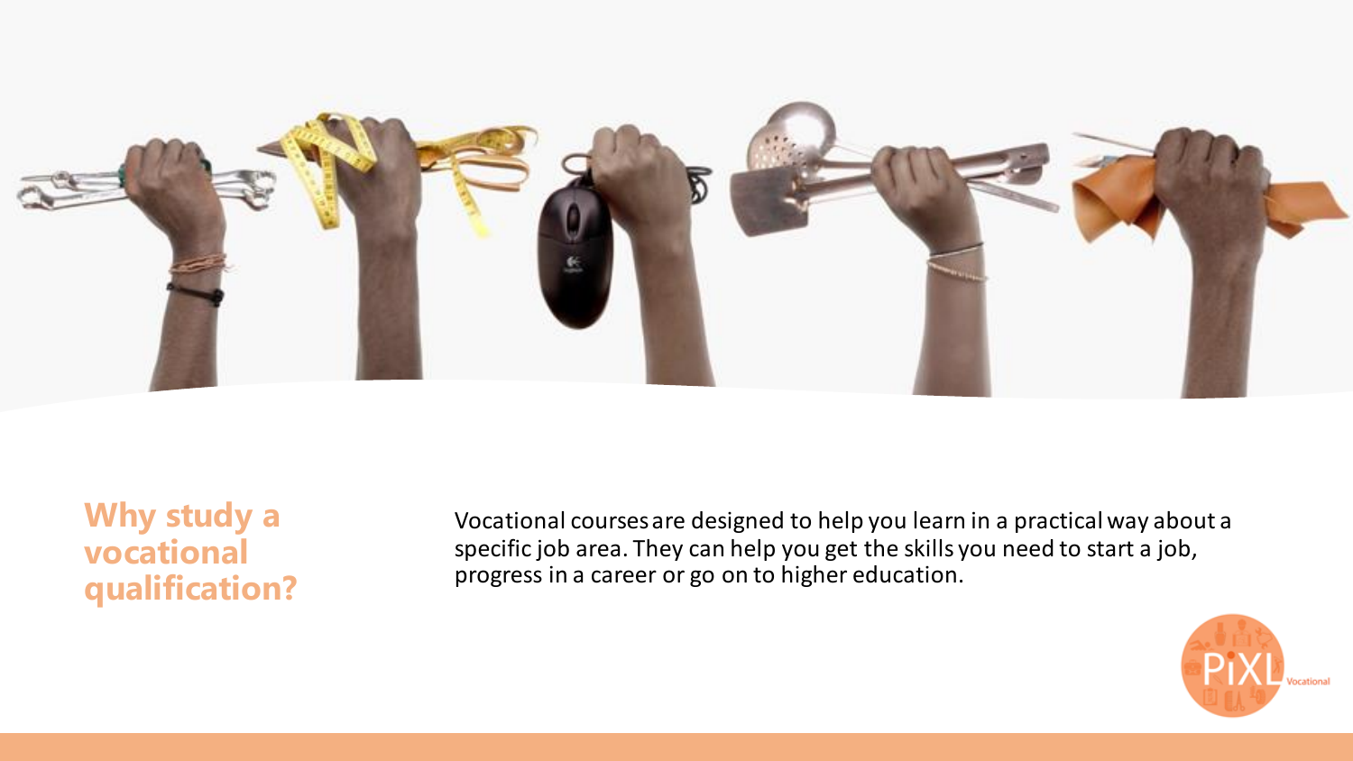## Why study a vocational qualification?

Vocational courses are designed to help you learn in a practical way about a specific job area. They can help you get the skills you need to start a job, progress in a career or go on to higher education.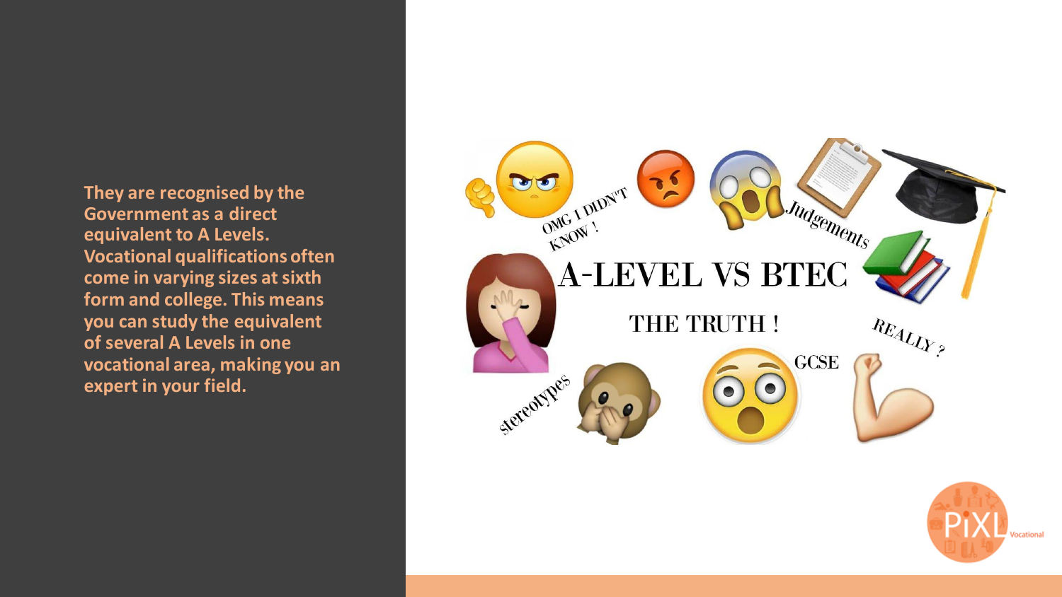**They are recognised by the Government as a direct equivalent to A Levels. Vocational qualifications often come in varying sizes at sixth form and college. This means you can study the equivalent of several A Levels in one vocational area, making you an expert in your field.**

OMG I DIDN'T KNOW !

Judgements

# A-LEVEL VS BTEC

## THE TRUTH !

REALLY ?

GCSE

stereotypes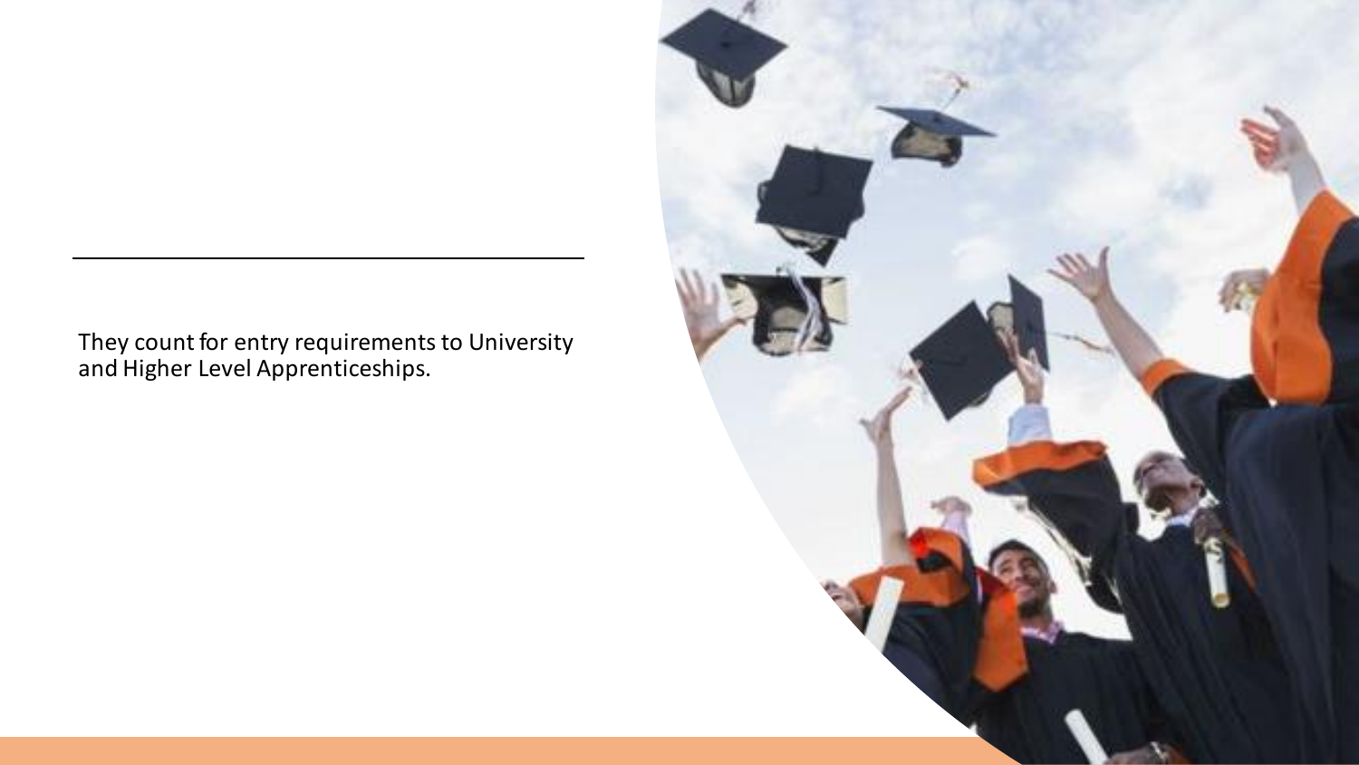They count for entry requirements to University and Higher Level Apprenticeships.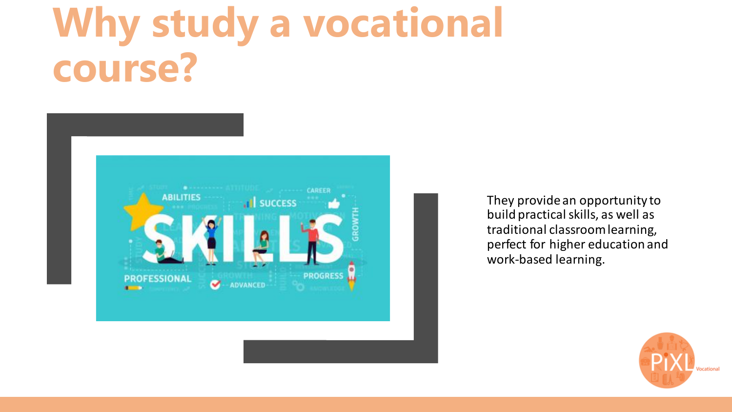# Why study a vocational course?

They provide an opportunity to build practical skills, as well as traditional classroom learning, perfect for higher education and work-based learning.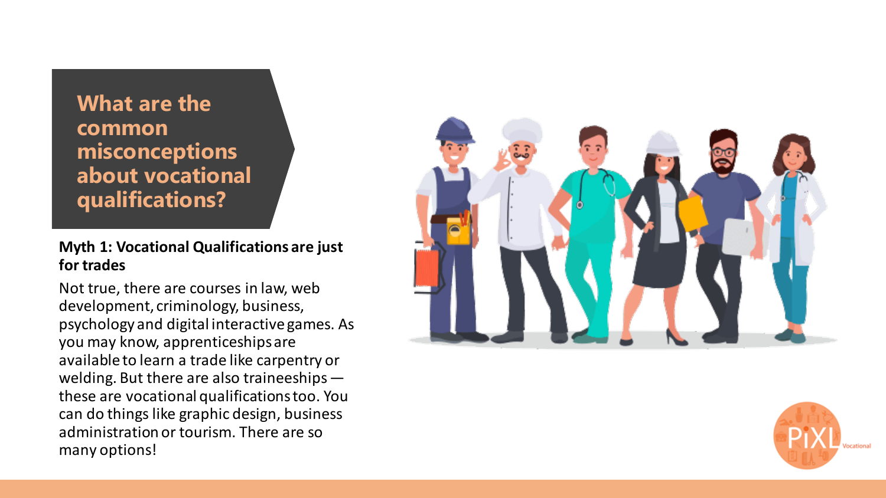# What are the common misconceptions about vocational qualifications?

**Myth 1: Vocational Qualifications are just for trades**

Not true, there are courses in law, web development, criminology, business, psychology and digital interactive games. As you may know, apprenticeships are available to learn a trade like carpentry or welding. But there are also traineeships — these are vocational qualifications too. You can do things like graphic design, business administration or tourism. There are so many options!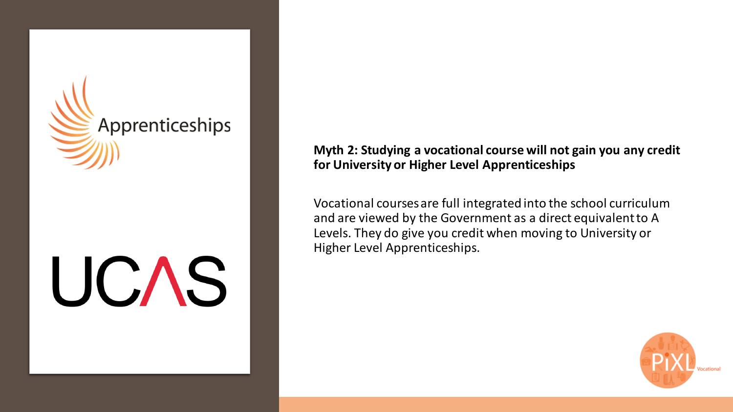Apprenticeships

UCAS

**Myth 2: Studying a vocational course will not gain you any credit for University or Higher Level Apprenticeships**

Vocational courses are full integrated into the school curriculum and are viewed by the Government as a direct equivalent to A Levels. They do give you credit when moving to University or Higher Level Apprenticeships.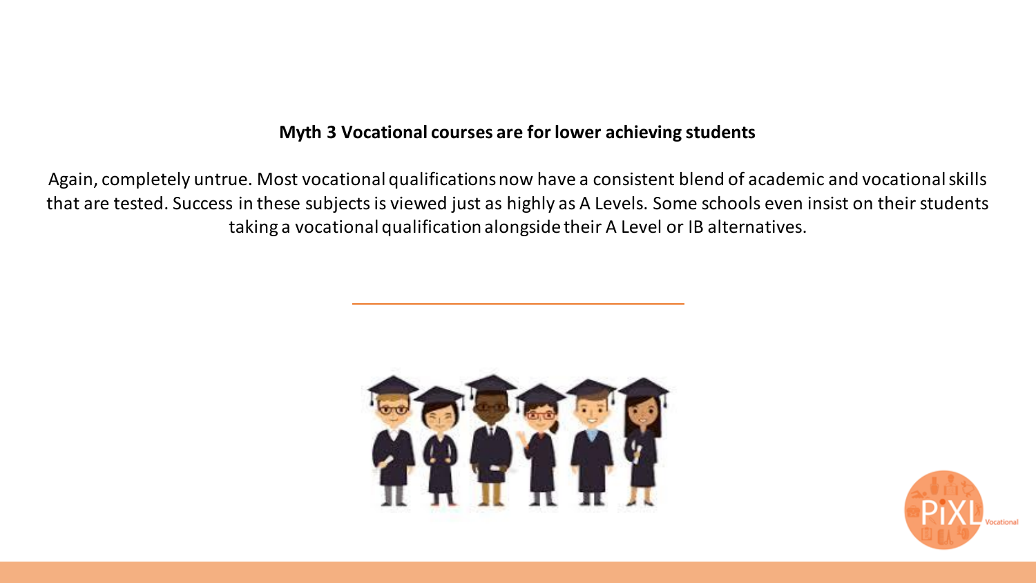**Myth 3 Vocational courses are for lower achieving students**

Again, completely untrue. Most vocational qualifications now have a consistent blend of academic and vocational skills that are tested. Success in these subjects is viewed just as highly as A Levels. Some schools even insist on their students taking a vocational qualification alongside their A Level or IB alternatives.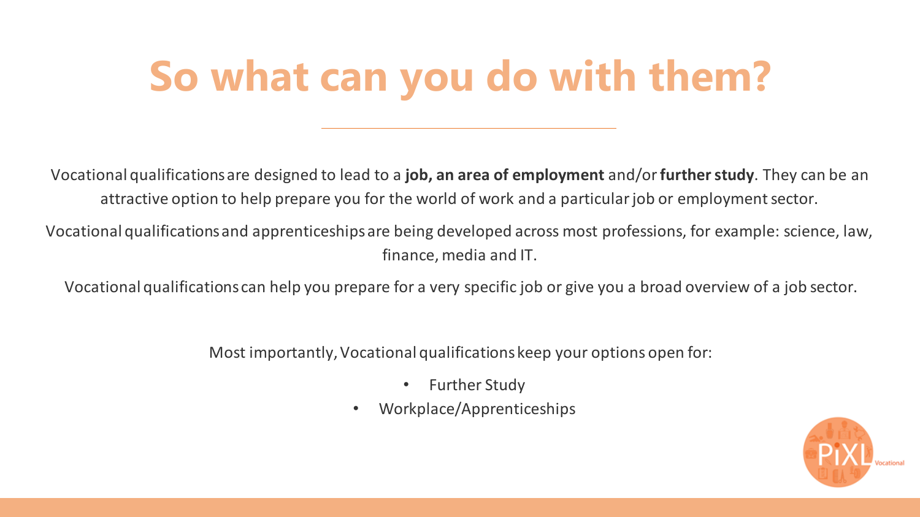# So what can you do with them?

Vocational qualifications are designed to lead to a **job, an area of employment** and/or **further study**. They can be an attractive option to help prepare you for the world of work and a particular job or employment sector.

Vocational qualifications and apprenticeships are being developed across most professions, for example: science, law, finance, media and IT.

Vocational qualifications can help you prepare for a very specific job or give you a broad overview of a job sector.

Most importantly, Vocational qualifications keep your options open for:

- Further Study
- Workplace/Apprenticeships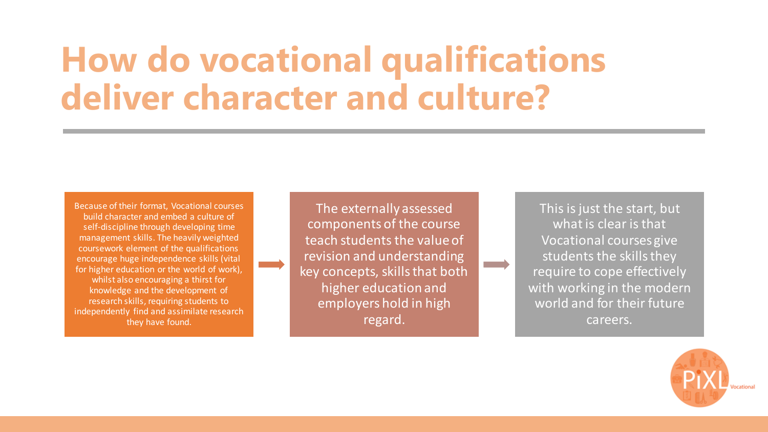# How do vocational qualifications deliver character and culture?

Because of their format, Vocational courses build character and embed a culture of self-discipline through developing time management skills. The heavily weighted coursework element of the qualifications encourage huge independence skills (vital for higher education or the world of work), whilst also encouraging a thirst for knowledge and the development of research skills, requiring students to independently find and assimilate research they have found.

→

The externally assessed components of the course teach students the value of revision and understanding key concepts, skills that both higher education and employers hold in high regard.

→

This is just the start, but what is clear is that Vocational courses give students the skills they require to cope effectively with working in the modern world and for their future careers.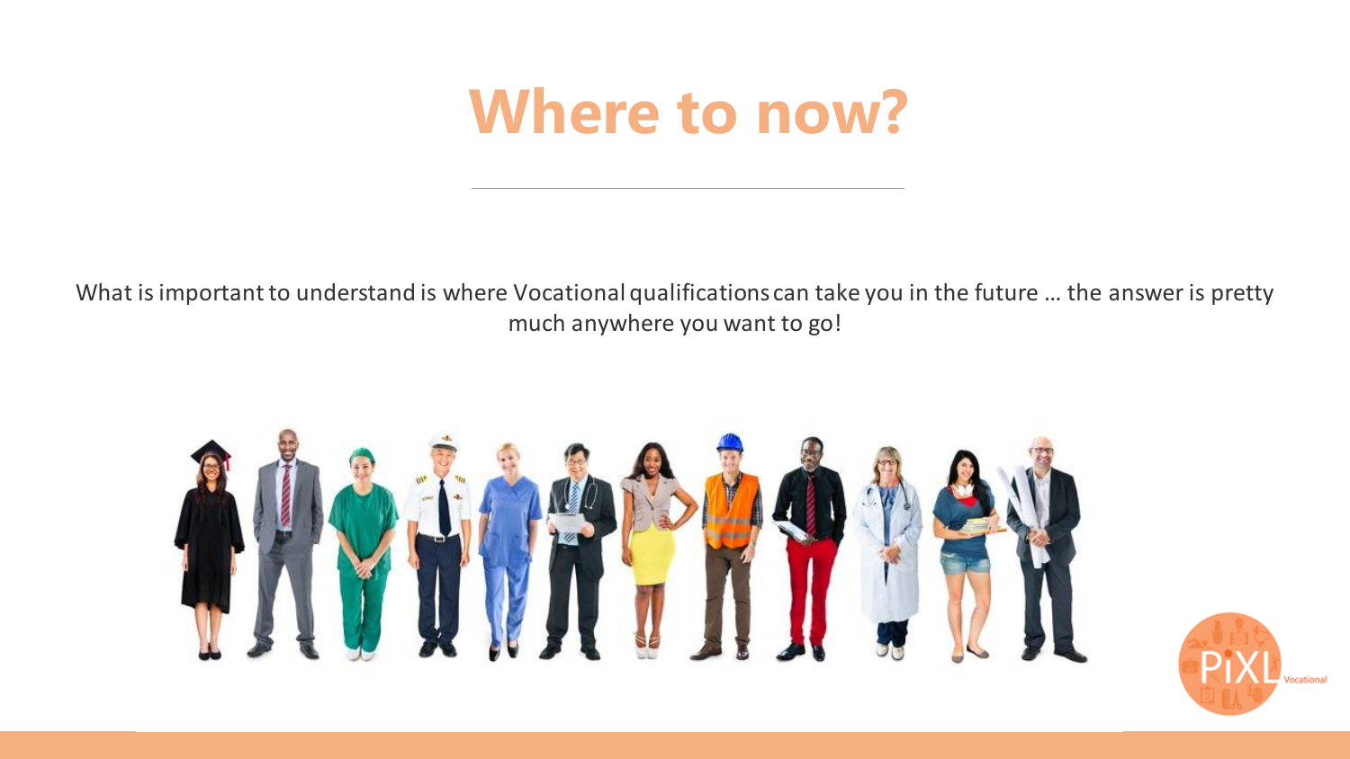# Where to now?

What is important to understand is where Vocational qualifications can take you in the future … the answer is pretty much anywhere you want to go!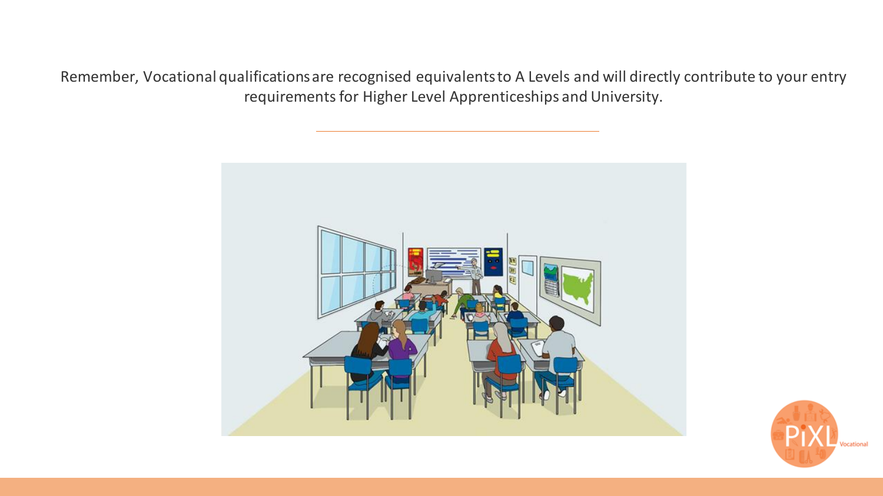Remember, Vocational qualifications are recognised equivalents to A Levels and will directly contribute to your entry requirements for Higher Level Apprenticeships and University.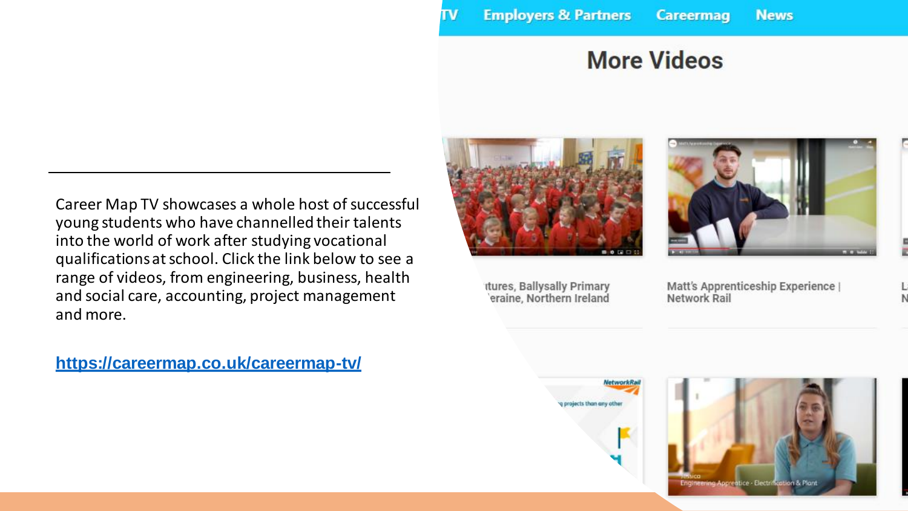Career Map TV showcases a whole host of successful young students who have channelled their talents into the world of work after studying vocational qualifications at school. Click the link below to see a range of videos, from engineering, business, health and social care, accounting, project management and more.

https://careermap.co.uk/careermap-tv/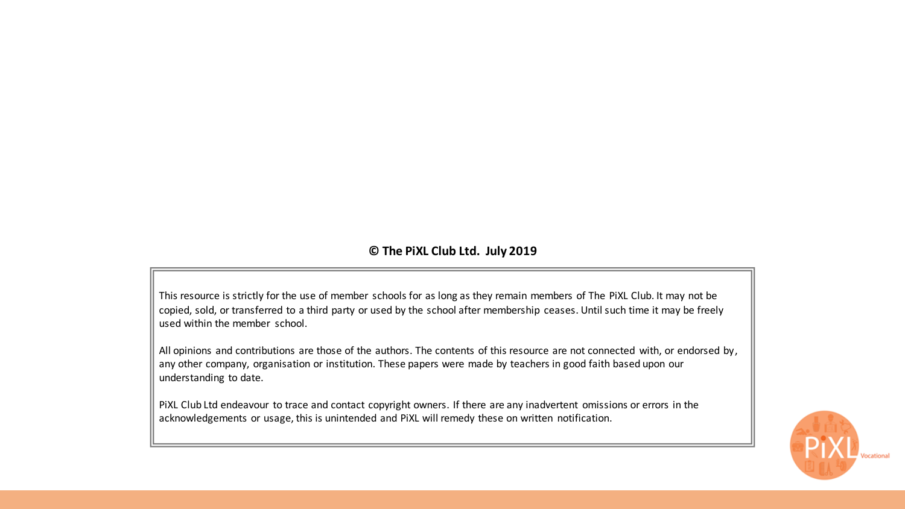**© The PiXL Club Ltd. July 2019**

This resource is strictly for the use of member schools for as long as they remain members of The PiXL Club. It may not be copied, sold, or transferred to a third party or used by the school after membership ceases. Until such time it may be freely used within the member school.

All opinions and contributions are those of the authors. The contents of this resource are not connected with, or endorsed by, any other company, organisation or institution. These papers were made by teachers in good faith based upon our understanding to date.

PiXL Club Ltd endeavour to trace and contact copyright owners. If there are any inadvertent omissions or errors in the acknowledgements or usage, this is unintended and PiXL will remedy these on written notification.